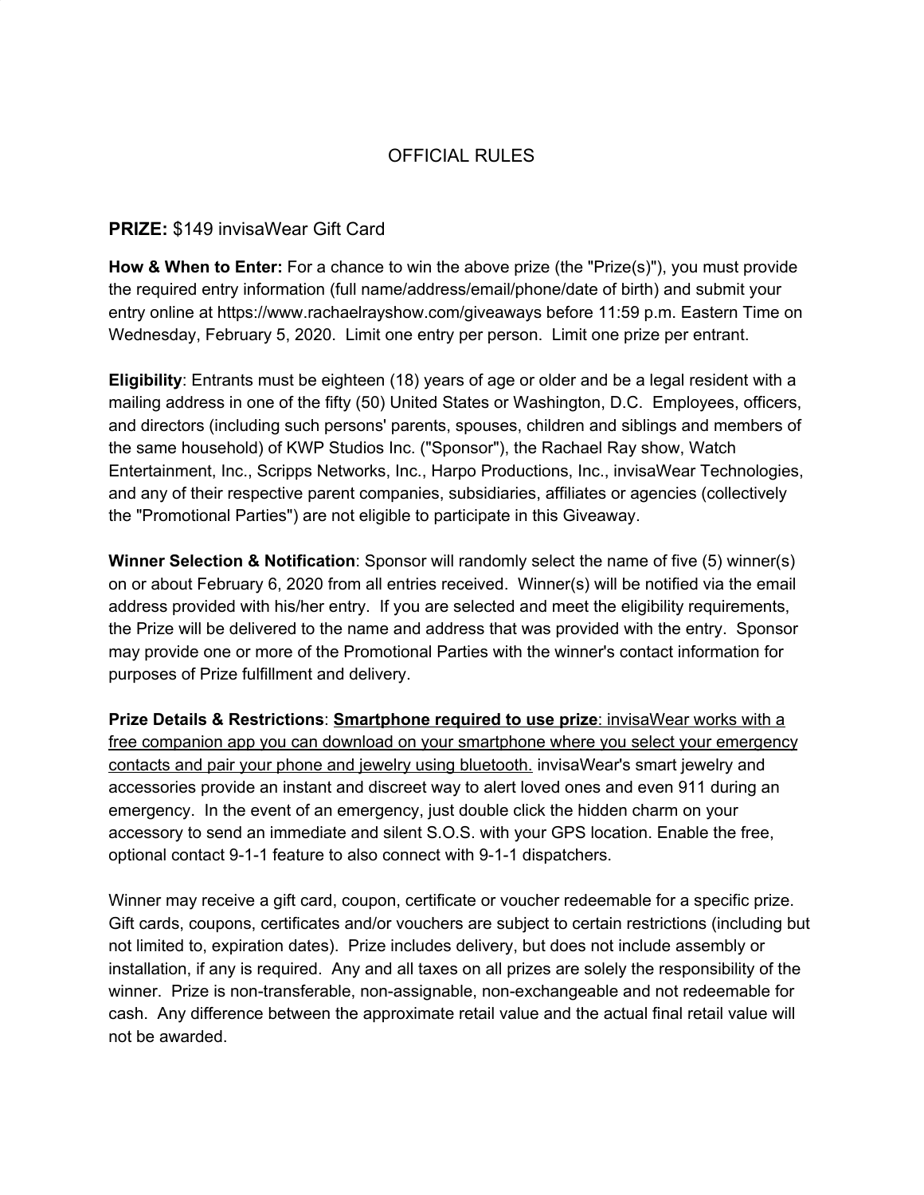# OFFICIAL RULES

**PRIZE:** $149 invisaWear Gift Card

**How & When to Enter:** For a chance to win the above prize (the "Prize(s)"), you must provide the required entry information (full name/address/email/phone/date of birth) and submit your entry online at https://www.rachaelrayshow.com/giveaways before 11:59 p.m. Eastern Time on Wednesday, February 5, 2020. Limit one entry per person. Limit one prize per entrant.

**Eligibility**: Entrants must be eighteen (18) years of age or older and be a legal resident with a mailing address in one of the fifty (50) United States or Washington, D.C. Employees, officers, and directors (including such persons' parents, spouses, children and siblings and members of the same household) of KWP Studios Inc. ("Sponsor"), the Rachael Ray show, Watch Entertainment, Inc., Scripps Networks, Inc., Harpo Productions, Inc., invisaWear Technologies, and any of their respective parent companies, subsidiaries, affiliates or agencies (collectively the "Promotional Parties") are not eligible to participate in this Giveaway.

**Winner Selection & Notification**: Sponsor will randomly select the name of five (5) winner(s) on or about February 6, 2020 from all entries received. Winner(s) will be notified via the email address provided with his/her entry. If you are selected and meet the eligibility requirements, the Prize will be delivered to the name and address that was provided with the entry. Sponsor may provide one or more of the Promotional Parties with the winner's contact information for purposes of Prize fulfillment and delivery.

**Prize Details & Restrictions**: <u>**Smartphone required to use prize**: invisaWear works with a free companion app you can download on your smartphone where you select your emergency contacts and pair your phone and jewelry using bluetooth.</u> invisaWear's smart jewelry and accessories provide an instant and discreet way to alert loved ones and even 911 during an emergency. In the event of an emergency, just double click the hidden charm on your accessory to send an immediate and silent S.O.S. with your GPS location. Enable the free, optional contact 9-1-1 feature to also connect with 9-1-1 dispatchers.

Winner may receive a gift card, coupon, certificate or voucher redeemable for a specific prize. Gift cards, coupons, certificates and/or vouchers are subject to certain restrictions (including but not limited to, expiration dates). Prize includes delivery, but does not include assembly or installation, if any is required. Any and all taxes on all prizes are solely the responsibility of the winner. Prize is non-transferable, non-assignable, non-exchangeable and not redeemable for cash. Any difference between the approximate retail value and the actual final retail value will not be awarded.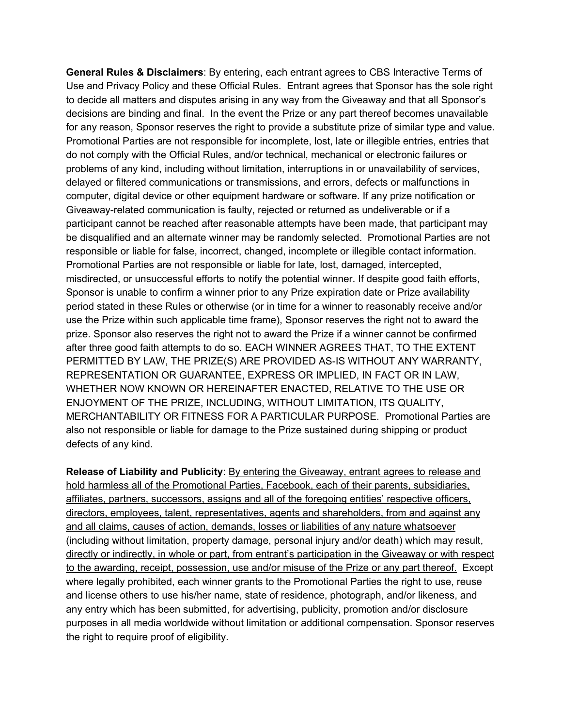**General Rules & Disclaimers**: By entering, each entrant agrees to CBS Interactive Terms of Use and Privacy Policy and these Official Rules. Entrant agrees that Sponsor has the sole right to decide all matters and disputes arising in any way from the Giveaway and that all Sponsor's decisions are binding and final. In the event the Prize or any part thereof becomes unavailable for any reason, Sponsor reserves the right to provide a substitute prize of similar type and value. Promotional Parties are not responsible for incomplete, lost, late or illegible entries, entries that do not comply with the Official Rules, and/or technical, mechanical or electronic failures or problems of any kind, including without limitation, interruptions in or unavailability of services, delayed or filtered communications or transmissions, and errors, defects or malfunctions in computer, digital device or other equipment hardware or software. If any prize notification or Giveaway-related communication is faulty, rejected or returned as undeliverable or if a participant cannot be reached after reasonable attempts have been made, that participant may be disqualified and an alternate winner may be randomly selected. Promotional Parties are not responsible or liable for false, incorrect, changed, incomplete or illegible contact information. Promotional Parties are not responsible or liable for late, lost, damaged, intercepted, misdirected, or unsuccessful efforts to notify the potential winner. If despite good faith efforts, Sponsor is unable to confirm a winner prior to any Prize expiration date or Prize availability period stated in these Rules or otherwise (or in time for a winner to reasonably receive and/or use the Prize within such applicable time frame), Sponsor reserves the right not to award the prize. Sponsor also reserves the right not to award the Prize if a winner cannot be confirmed after three good faith attempts to do so. EACH WINNER AGREES THAT, TO THE EXTENT PERMITTED BY LAW, THE PRIZE(S) ARE PROVIDED AS-IS WITHOUT ANY WARRANTY, REPRESENTATION OR GUARANTEE, EXPRESS OR IMPLIED, IN FACT OR IN LAW, WHETHER NOW KNOWN OR HEREINAFTER ENACTED, RELATIVE TO THE USE OR ENJOYMENT OF THE PRIZE, INCLUDING, WITHOUT LIMITATION, ITS QUALITY, MERCHANTABILITY OR FITNESS FOR A PARTICULAR PURPOSE. Promotional Parties are also not responsible or liable for damage to the Prize sustained during shipping or product defects of any kind.

**Release of Liability and Publicity**: <u>By entering the Giveaway, entrant agrees to release and hold harmless all of the Promotional Parties, Facebook, each of their parents, subsidiaries, affiliates, partners, successors, assigns and all of the foregoing entities' respective officers, directors, employees, talent, representatives, agents and shareholders, from and against any and all claims, causes of action, demands, losses or liabilities of any nature whatsoever (including without limitation, property damage, personal injury and/or death) which may result, directly or indirectly, in whole or part, from entrant's participation in the Giveaway or with respect to the awarding, receipt, possession, use and/or misuse of the Prize or any part thereof.</u> Except where legally prohibited, each winner grants to the Promotional Parties the right to use, reuse and license others to use his/her name, state of residence, photograph, and/or likeness, and any entry which has been submitted, for advertising, publicity, promotion and/or disclosure purposes in all media worldwide without limitation or additional compensation. Sponsor reserves the right to require proof of eligibility.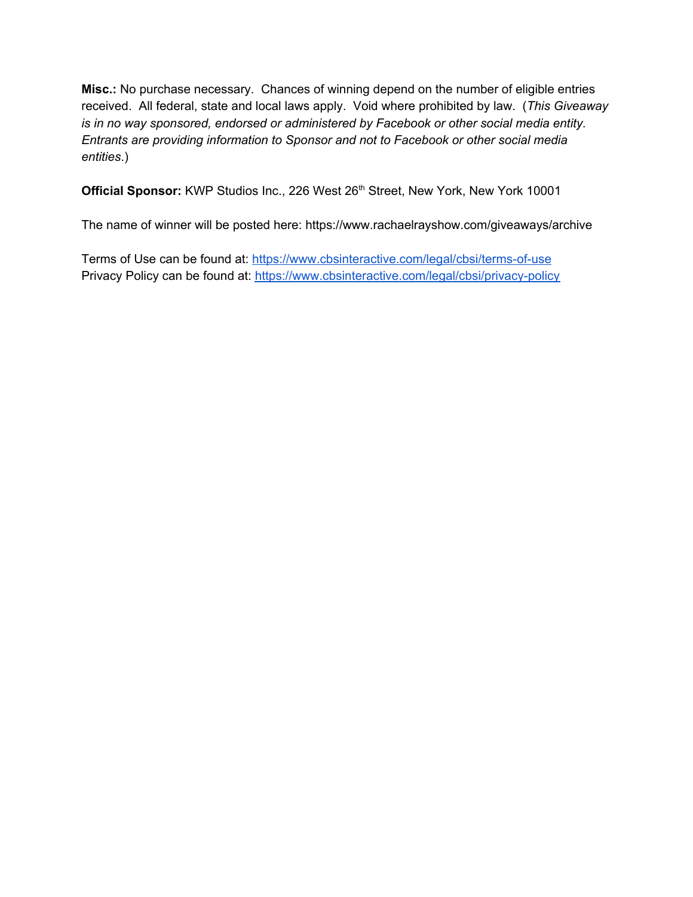**Misc.:** No purchase necessary. Chances of winning depend on the number of eligible entries received. All federal, state and local laws apply. Void where prohibited by law. (*This Giveaway is in no way sponsored, endorsed or administered by Facebook or other social media entity. Entrants are providing information to Sponsor and not to Facebook or other social media entities*.)

**Official Sponsor:** KWP Studios Inc., 226 West 26th Street, New York, New York 10001

The name of winner will be posted here: https://www.rachaelrayshow.com/giveaways/archive

Terms of Use can be found at: https://www.cbsinteractive.com/legal/cbsi/terms-of-use
Privacy Policy can be found at: https://www.cbsinteractive.com/legal/cbsi/privacy-policy